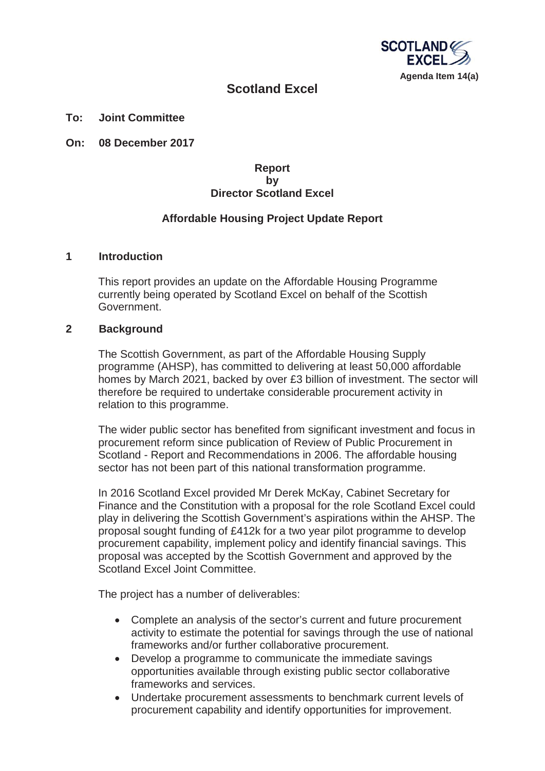Agenda Item 14(a)

# Scotland Excel

**To: Joint Committee**

**On: 08 December 2017**

**Report by Director Scotland Excel**

**Affordable Housing Project Update Report**

## 1 Introduction

This report provides an update on the Affordable Housing Programme currently being operated by Scotland Excel on behalf of the Scottish Government.

## 2 Background

The Scottish Government, as part of the Affordable Housing Supply programme (AHSP), has committed to delivering at least 50,000 affordable homes by March 2021, backed by over £3 billion of investment. The sector will therefore be required to undertake considerable procurement activity in relation to this programme.

The wider public sector has benefited from significant investment and focus in procurement reform since publication of Review of Public Procurement in Scotland - Report and Recommendations in 2006. The affordable housing sector has not been part of this national transformation programme.

In 2016 Scotland Excel provided Mr Derek McKay, Cabinet Secretary for Finance and the Constitution with a proposal for the role Scotland Excel could play in delivering the Scottish Government's aspirations within the AHSP. The proposal sought funding of £412k for a two year pilot programme to develop procurement capability, implement policy and identify financial savings. This proposal was accepted by the Scottish Government and approved by the Scotland Excel Joint Committee.

The project has a number of deliverables:

- Complete an analysis of the sector's current and future procurement activity to estimate the potential for savings through the use of national frameworks and/or further collaborative procurement.
- Develop a programme to communicate the immediate savings opportunities available through existing public sector collaborative frameworks and services.
- Undertake procurement assessments to benchmark current levels of procurement capability and identify opportunities for improvement.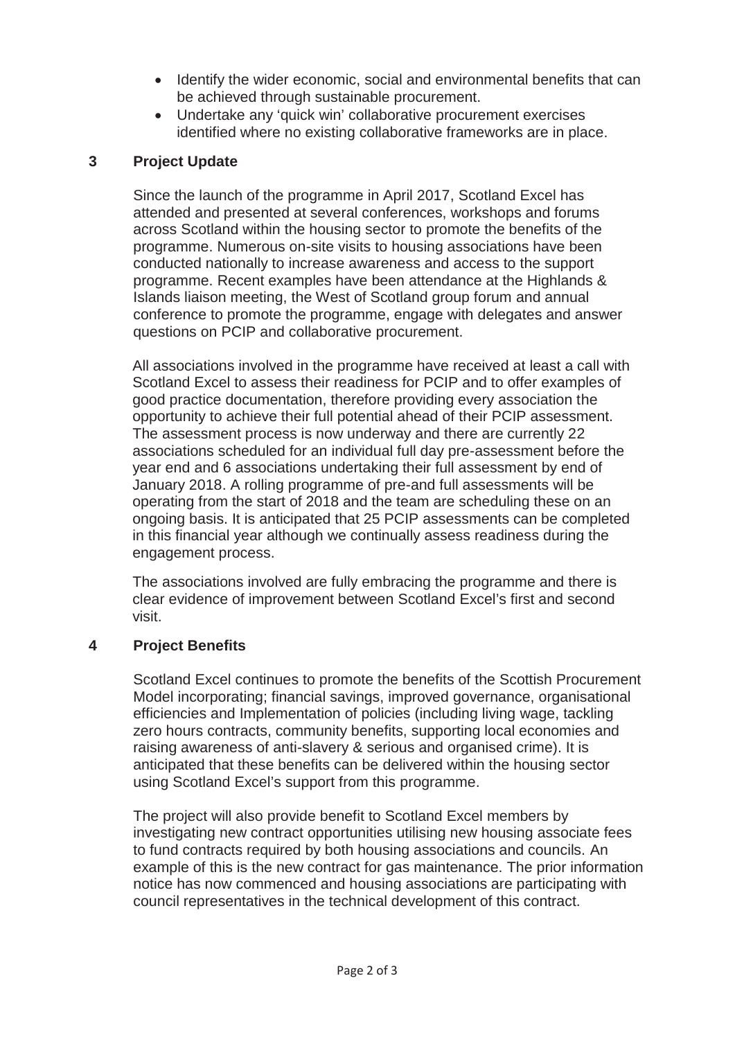- Identify the wider economic, social and environmental benefits that can be achieved through sustainable procurement.
- Undertake any 'quick win' collaborative procurement exercises identified where no existing collaborative frameworks are in place.

## 3 Project Update

Since the launch of the programme in April 2017, Scotland Excel has attended and presented at several conferences, workshops and forums across Scotland within the housing sector to promote the benefits of the programme. Numerous on-site visits to housing associations have been conducted nationally to increase awareness and access to the support programme. Recent examples have been attendance at the Highlands & Islands liaison meeting, the West of Scotland group forum and annual conference to promote the programme, engage with delegates and answer questions on PCIP and collaborative procurement.

All associations involved in the programme have received at least a call with Scotland Excel to assess their readiness for PCIP and to offer examples of good practice documentation, therefore providing every association the opportunity to achieve their full potential ahead of their PCIP assessment. The assessment process is now underway and there are currently 22 associations scheduled for an individual full day pre-assessment before the year end and 6 associations undertaking their full assessment by end of January 2018. A rolling programme of pre-and full assessments will be operating from the start of 2018 and the team are scheduling these on an ongoing basis. It is anticipated that 25 PCIP assessments can be completed in this financial year although we continually assess readiness during the engagement process.

The associations involved are fully embracing the programme and there is clear evidence of improvement between Scotland Excel's first and second visit.

## 4 Project Benefits

Scotland Excel continues to promote the benefits of the Scottish Procurement Model incorporating; financial savings, improved governance, organisational efficiencies and Implementation of policies (including living wage, tackling zero hours contracts, community benefits, supporting local economies and raising awareness of anti-slavery & serious and organised crime). It is anticipated that these benefits can be delivered within the housing sector using Scotland Excel's support from this programme.

The project will also provide benefit to Scotland Excel members by investigating new contract opportunities utilising new housing associate fees to fund contracts required by both housing associations and councils. An example of this is the new contract for gas maintenance. The prior information notice has now commenced and housing associations are participating with council representatives in the technical development of this contract.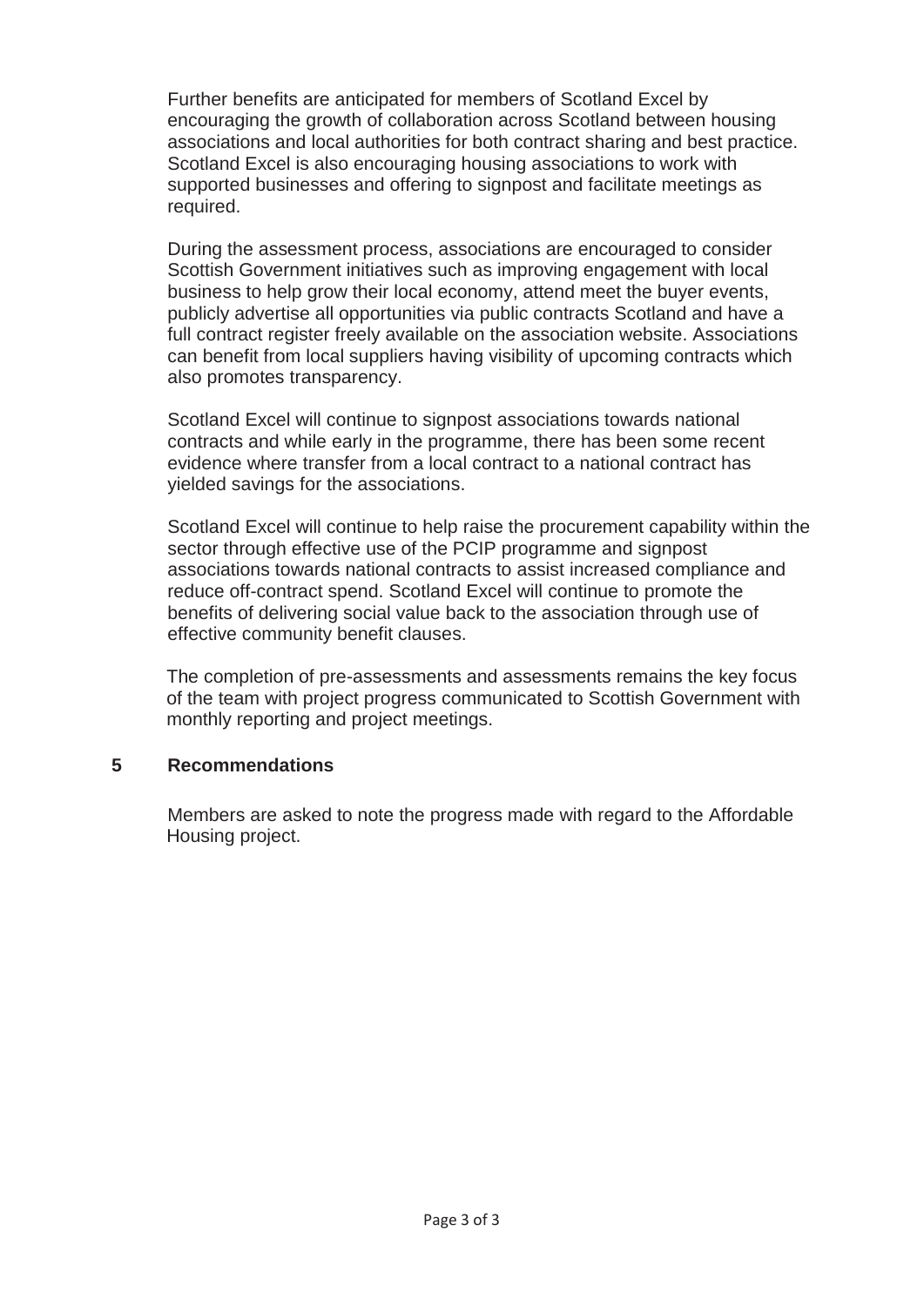Further benefits are anticipated for members of Scotland Excel by encouraging the growth of collaboration across Scotland between housing associations and local authorities for both contract sharing and best practice. Scotland Excel is also encouraging housing associations to work with supported businesses and offering to signpost and facilitate meetings as required.

During the assessment process, associations are encouraged to consider Scottish Government initiatives such as improving engagement with local business to help grow their local economy, attend meet the buyer events, publicly advertise all opportunities via public contracts Scotland and have a full contract register freely available on the association website. Associations can benefit from local suppliers having visibility of upcoming contracts which also promotes transparency.

Scotland Excel will continue to signpost associations towards national contracts and while early in the programme, there has been some recent evidence where transfer from a local contract to a national contract has yielded savings for the associations.

Scotland Excel will continue to help raise the procurement capability within the sector through effective use of the PCIP programme and signpost associations towards national contracts to assist increased compliance and reduce off-contract spend. Scotland Excel will continue to promote the benefits of delivering social value back to the association through use of effective community benefit clauses.

The completion of pre-assessments and assessments remains the key focus of the team with project progress communicated to Scottish Government with monthly reporting and project meetings.

## 5 Recommendations

Members are asked to note the progress made with regard to the Affordable Housing project.